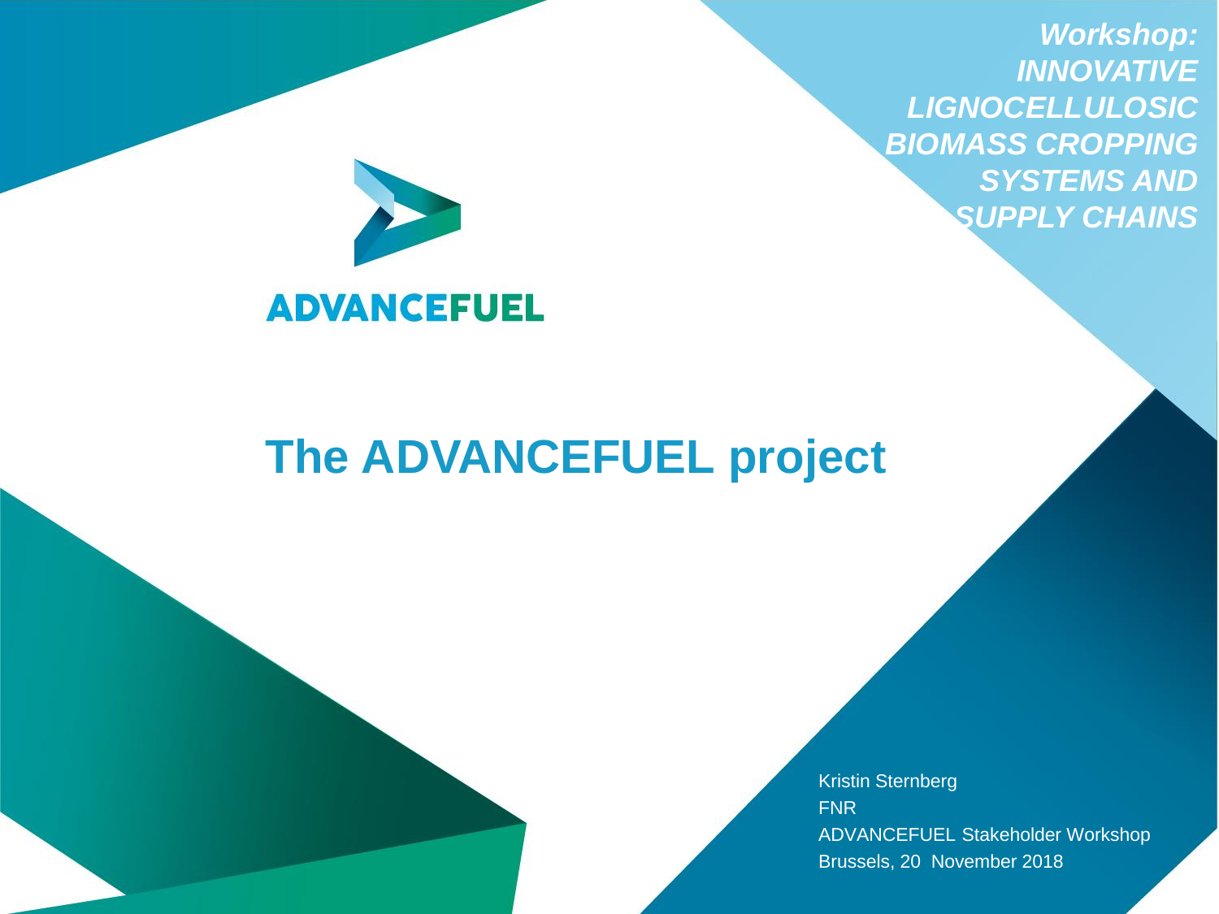***Workshop: INNOVATIVE LIGNOCELLULOSIC BIOMASS CROPPING SYSTEMS AND SUPPLY CHAINS***

ADVANCEFUEL

# The ADVANCEFUEL project

Kristin Sternberg
FNR
ADVANCEFUEL Stakeholder Workshop
Brussels, 20 November 2018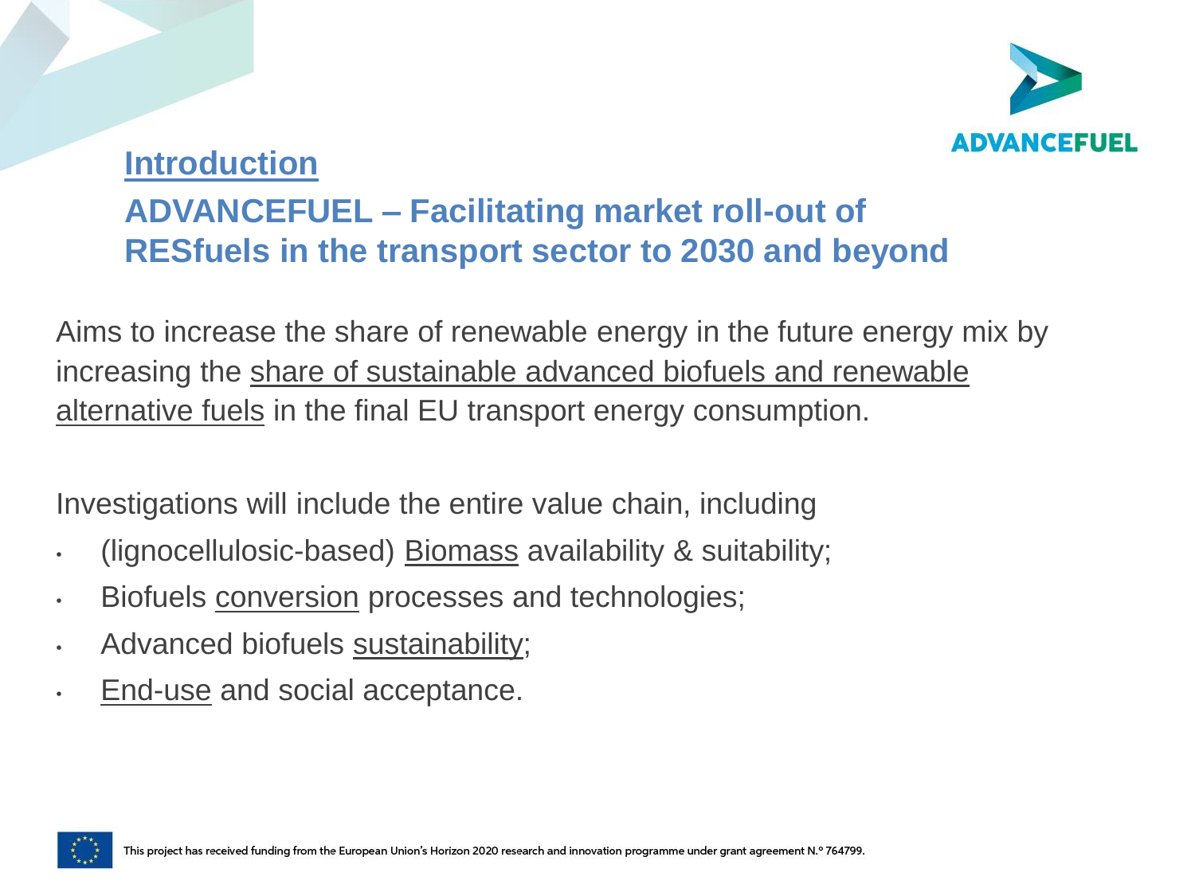## Introduction

## ADVANCEFUEL – Facilitating market roll-out of RESfuels in the transport sector to 2030 and beyond

Aims to increase the share of renewable energy in the future energy mix by increasing the share of sustainable advanced biofuels and renewable alternative fuels in the final EU transport energy consumption.

Investigations will include the entire value chain, including

- (lignocellulosic-based) Biomass availability & suitability;
- Biofuels conversion processes and technologies;
- Advanced biofuels sustainability;
- End-use and social acceptance.

This project has received funding from the European Union's Horizon 2020 research and innovation programme under grant agreement N.º 764799.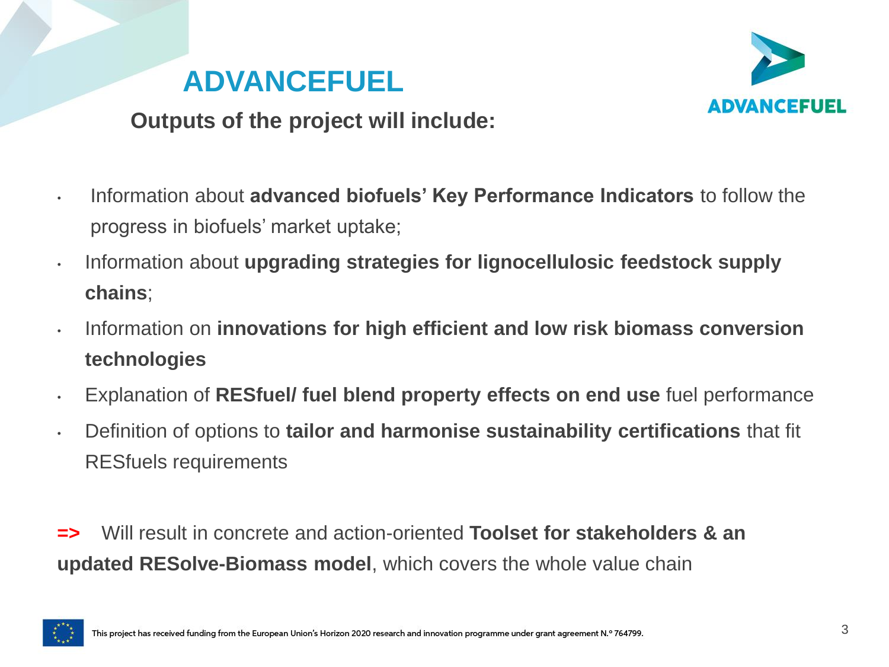# ADVANCEFUEL

## Outputs of the project will include:

- Information about **advanced biofuels' Key Performance Indicators** to follow the progress in biofuels' market uptake;
- Information about **upgrading strategies for lignocellulosic feedstock supply chains**;
- Information on **innovations for high efficient and low risk biomass conversion technologies**
- Explanation of **RESfuel/ fuel blend property effects on end use** fuel performance
- Definition of options to **tailor and harmonise sustainability certifications** that fit RESfuels requirements

**=>** Will result in concrete and action-oriented **Toolset for stakeholders & an updated RESolve-Biomass model**, which covers the whole value chain

This project has received funding from the European Union's Horizon 2020 research and innovation programme under grant agreement N.° 764799.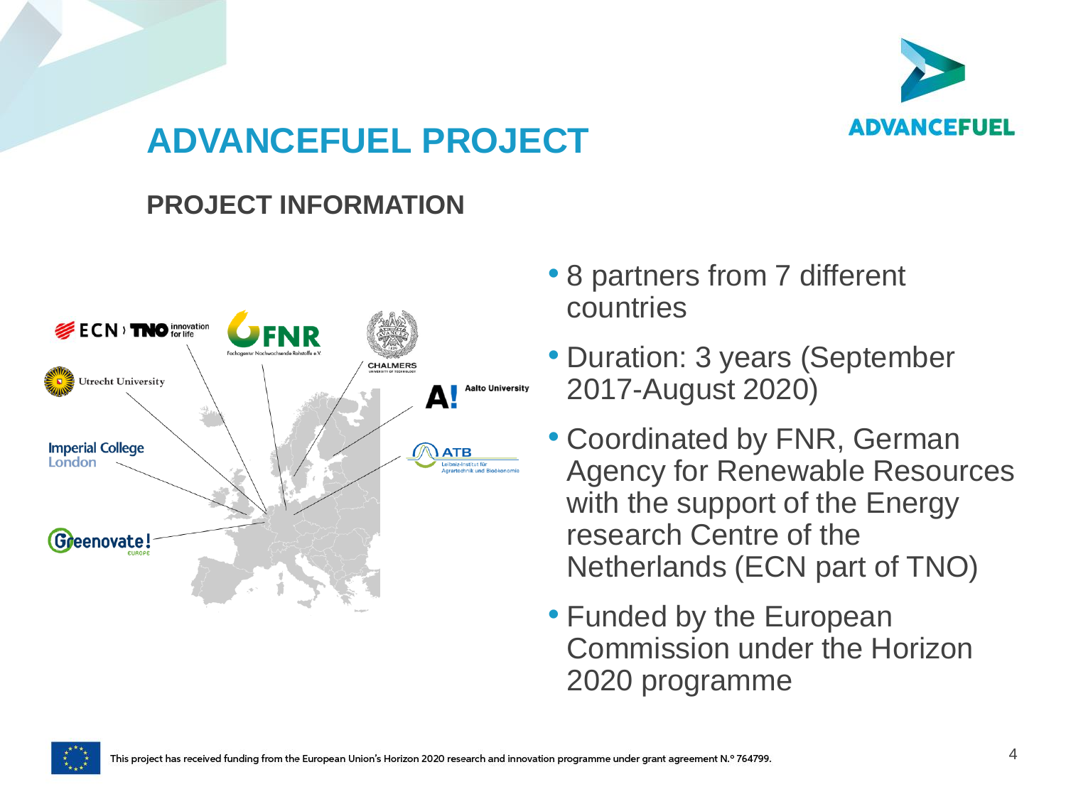# ADVANCEFUEL PROJECT

## PROJECT INFORMATION

- 8 partners from 7 different countries
- Duration: 3 years (September 2017-August 2020)
- Coordinated by FNR, German Agency for Renewable Resources with the support of the Energy research Centre of the Netherlands (ECN part of TNO)
- Funded by the European Commission under the Horizon 2020 programme

This project has received funding from the European Union's Horizon 2020 research and innovation programme under grant agreement N.° 764799.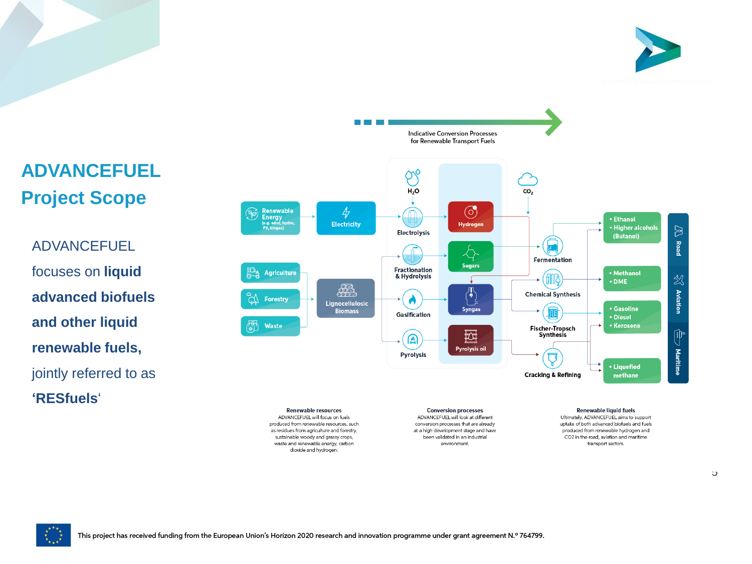# ADVANCEFUEL Project Scope

ADVANCEFUEL focuses on **liquid advanced biofuels and other liquid renewable fuels,** jointly referred to as **'RESfuels'**

Indicative Conversion Processes for Renewable Transport Fuels

Renewable Energy (e.g. wind, hydro, PV, biogas) → Electricity → Electrolysis ($H_2O$) → Hydrogen

Agriculture, Forestry, Waste → Lignocellulosic Biomass → Fractionation & Hydrolysis → Sugars; Gasification → Syngas; Pyrolysis → Pyrolysis oil

$CO_2$

Fermentation → Ethanol, Higher alcohols (Butanol)

Chemical Synthesis → Methanol, DME

Fischer-Tropsch Synthesis → Gasoline, Diesel, Kerosene

Cracking & Refining → Liquefied methane

Road | Aviation | Maritime

**Renewable resources**
ADVANCEFUEL will focus on fuels produced from renewable resources, such as residues from agriculture and forestry, sustainable woody and grassy crops, waste and renewable energy, carbon dioxide and hydrogen.

**Conversion processes**
ADVANCEFUEL will look at different conversion processes that are already at a high development stage and have been validated in an industrial environment.

**Renewable liquid fuels**
Ultimately, ADVANCEFUEL aims to support uptake of both advanced biofuels and fuels produced from renewable hydrogen and CO2 in the road, aviation and maritime transport sectors.

This project has received funding from the European Union's Horizon 2020 research and innovation programme under grant agreement N.° 764799.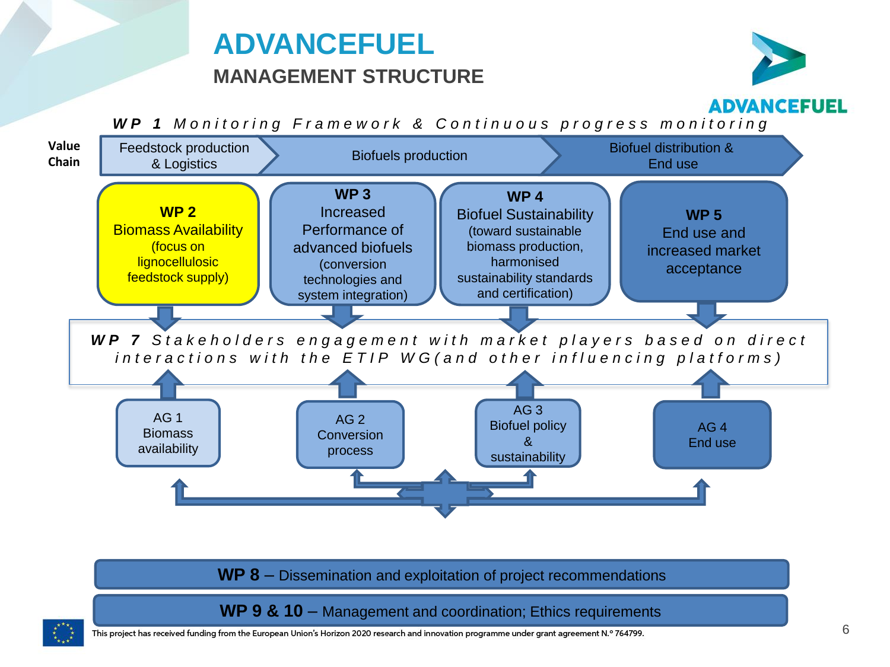# ADVANCEFUEL

## MANAGEMENT STRUCTURE

ADVANCEFUEL

***WP 1*** *Monitoring Framework & Continuous progress monitoring*

**Value Chain**

- Feedstock production & Logistics
- Biofuels production
- Biofuel distribution & End use

**WP 2**
Biomass Availability
(focus on lignocellulosic feedstock supply)

**WP 3**
Increased Performance of advanced biofuels
(conversion technologies and system integration)

**WP 4**
Biofuel Sustainability
(toward sustainable biomass production, harmonised sustainability standards and certification)

**WP 5**
End use and increased market acceptance

***WP 7*** *Stakeholders engagement with market players based on direct interactions with the ETIP WG(and other influencing platforms)*

AG 1
Biomass availability

AG 2
Conversion process

AG 3
Biofuel policy & sustainability

AG 4
End use

**WP 8** – Dissemination and exploitation of project recommendations

**WP 9 & 10** – Management and coordination; Ethics requirements

This project has received funding from the European Union's Horizon 2020 research and innovation programme under grant agreement N.º 764799.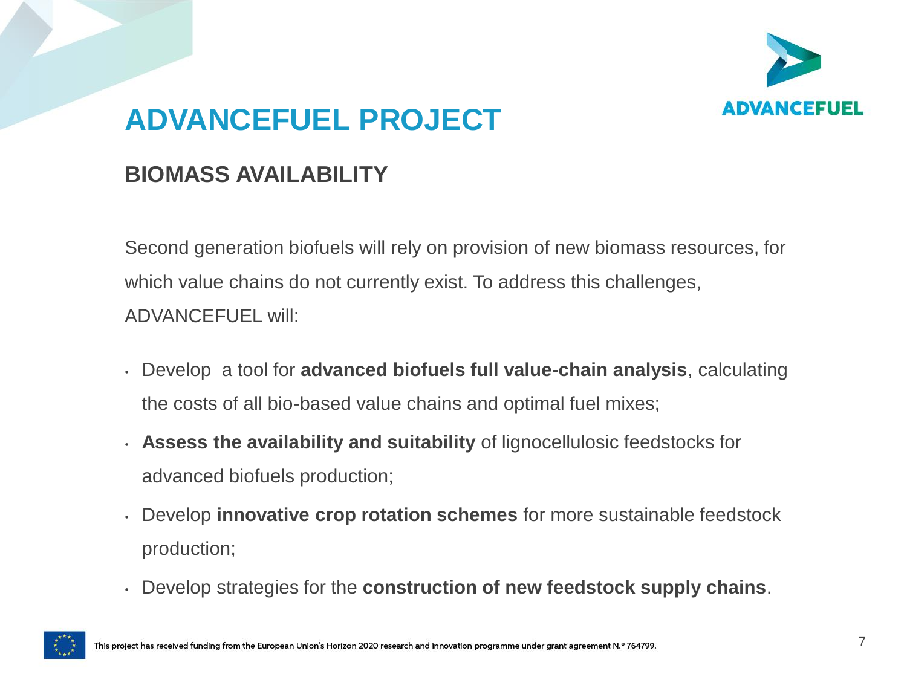# ADVANCEFUEL PROJECT

## BIOMASS AVAILABILITY

Second generation biofuels will rely on provision of new biomass resources, for which value chains do not currently exist. To address this challenges, ADVANCEFUEL will:

- Develop a tool for **advanced biofuels full value-chain analysis**, calculating the costs of all bio-based value chains and optimal fuel mixes;
- **Assess the availability and suitability** of lignocellulosic feedstocks for advanced biofuels production;
- Develop **innovative crop rotation schemes** for more sustainable feedstock production;
- Develop strategies for the **construction of new feedstock supply chains**.

This project has received funding from the European Union's Horizon 2020 research and innovation programme under grant agreement N.º 764799.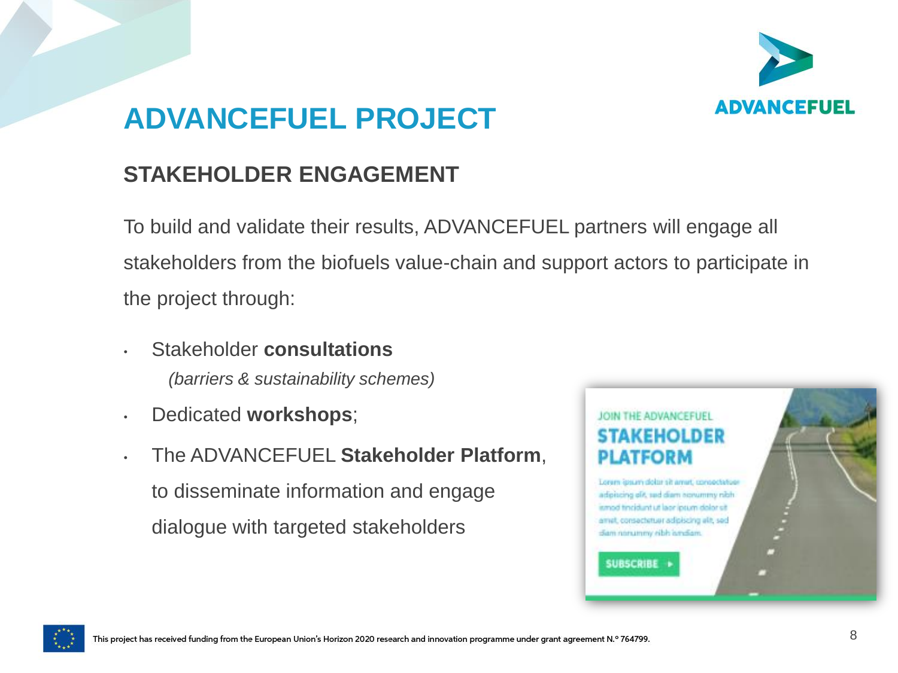# ADVANCEFUEL PROJECT

## STAKEHOLDER ENGAGEMENT

To build and validate their results, ADVANCEFUEL partners will engage all stakeholders from the biofuels value-chain and support actors to participate in the project through:

- Stakeholder **consultations**
  *(barriers & sustainability schemes)*
- Dedicated **workshops**;
- The ADVANCEFUEL **Stakeholder Platform**, to disseminate information and engage dialogue with targeted stakeholders

This project has received funding from the European Union's Horizon 2020 research and innovation programme under grant agreement N.° 764799.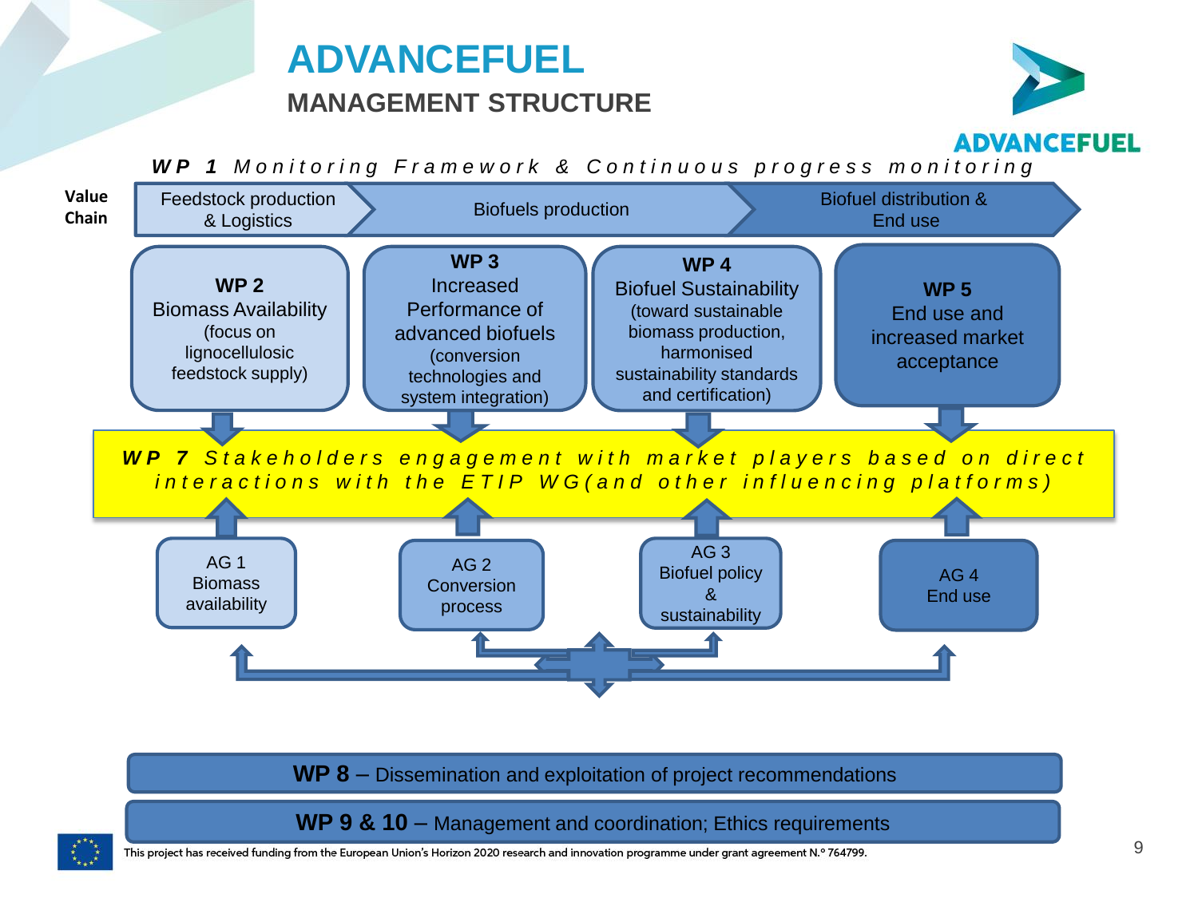# ADVANCEFUEL

## MANAGEMENT STRUCTURE

ADVANCEFUEL

***WP 1** Monitoring Framework & Continuous progress monitoring*

**Value Chain**

Feedstock production & Logistics → Biofuels production → Biofuel distribution & End use

**WP 2**
Biomass Availability
(focus on lignocellulosic feedstock supply)

**WP 3**
Increased Performance of advanced biofuels
(conversion technologies and system integration)

**WP 4**
Biofuel Sustainability
(toward sustainable biomass production, harmonised sustainability standards and certification)

**WP 5**
End use and increased market acceptance

***WP 7** Stakeholders engagement with market players based on direct interactions with the ETIP WG(and other influencing platforms)*

AG 1
Biomass availability

AG 2
Conversion process

AG 3
Biofuel policy & sustainability

AG 4
End use

**WP 8** – Dissemination and exploitation of project recommendations

**WP 9 & 10** – Management and coordination; Ethics requirements

This project has received funding from the European Union's Horizon 2020 research and innovation programme under grant agreement N.º 764799.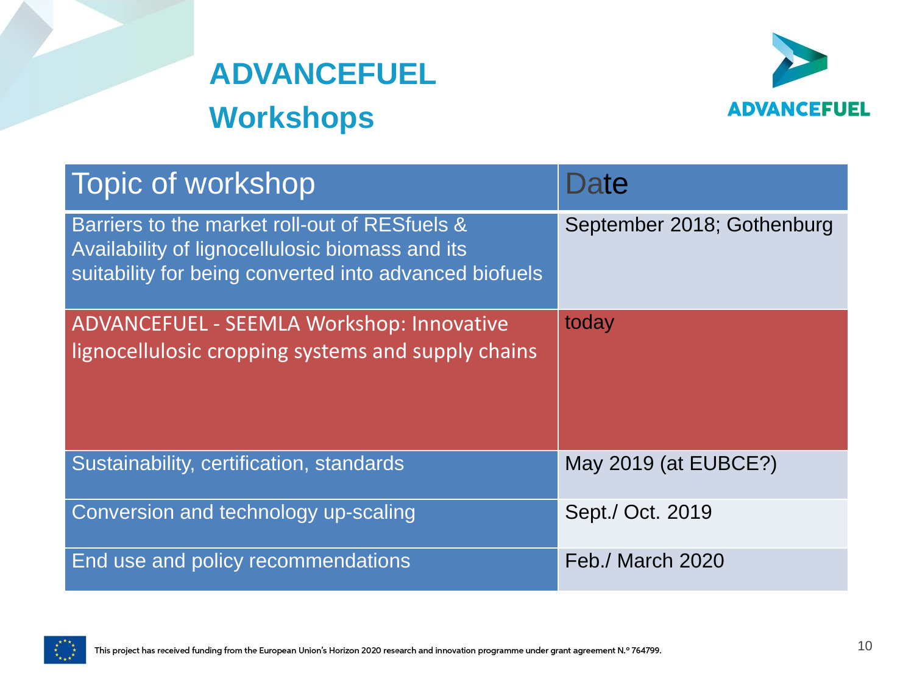# ADVANCEFUEL Workshops

| Topic of workshop | Date |
| --- | --- |
| Barriers to the market roll-out of RESfuels & Availability of lignocellulosic biomass and its suitability for being converted into advanced biofuels | September 2018; Gothenburg |
| ADVANCEFUEL - SEEMLA Workshop: Innovative lignocellulosic cropping systems and supply chains | today |
| Sustainability, certification, standards | May 2019 (at EUBCE?) |
| Conversion and technology up-scaling | Sept./ Oct. 2019 |
| End use and policy recommendations | Feb./ March 2020 |

This project has received funding from the European Union's Horizon 2020 research and innovation programme under grant agreement N.° 764799.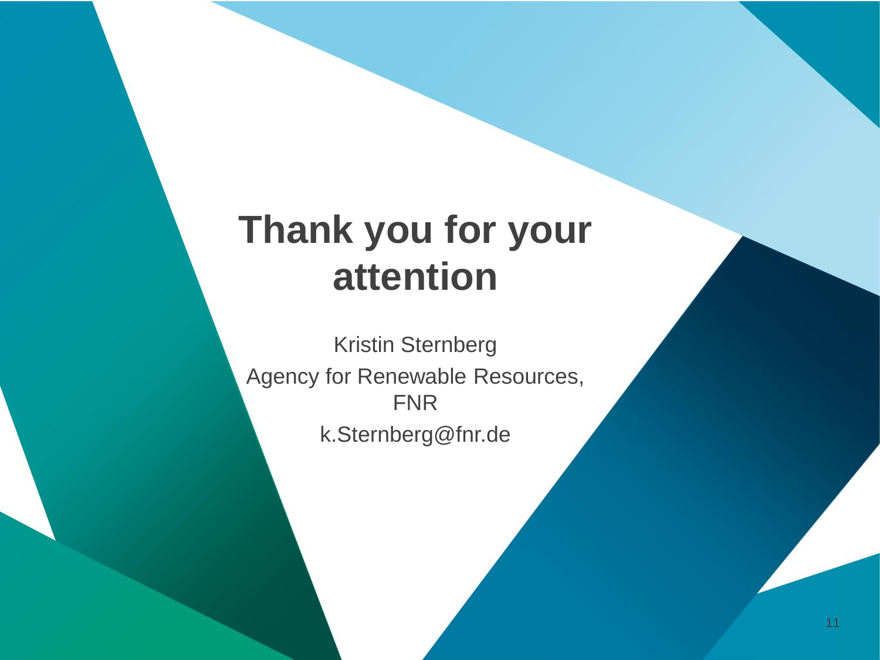# Thank you for your attention

Kristin Sternberg

Agency for Renewable Resources, FNR

k.Sternberg@fnr.de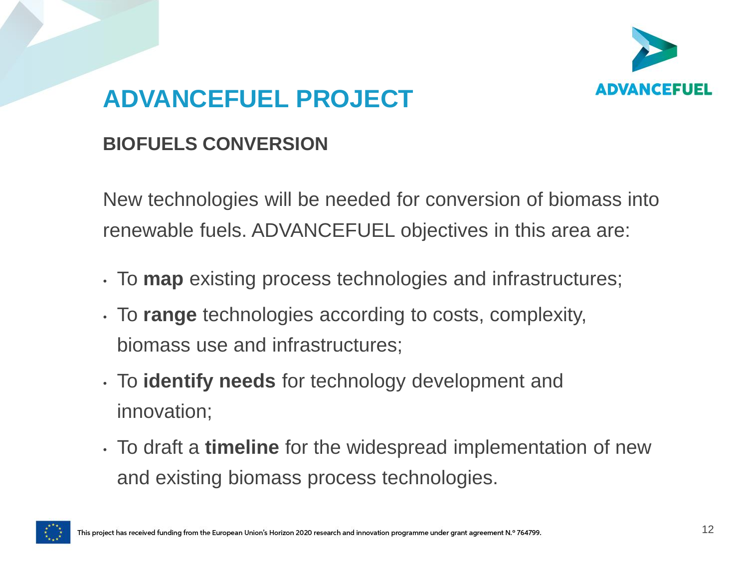# ADVANCEFUEL PROJECT

## BIOFUELS CONVERSION

New technologies will be needed for conversion of biomass into renewable fuels. ADVANCEFUEL objectives in this area are:

- To **map** existing process technologies and infrastructures;
- To **range** technologies according to costs, complexity, biomass use and infrastructures;
- To **identify needs** for technology development and innovation;
- To draft a **timeline** for the widespread implementation of new and existing biomass process technologies.

This project has received funding from the European Union's Horizon 2020 research and innovation programme under grant agreement N.º 764799.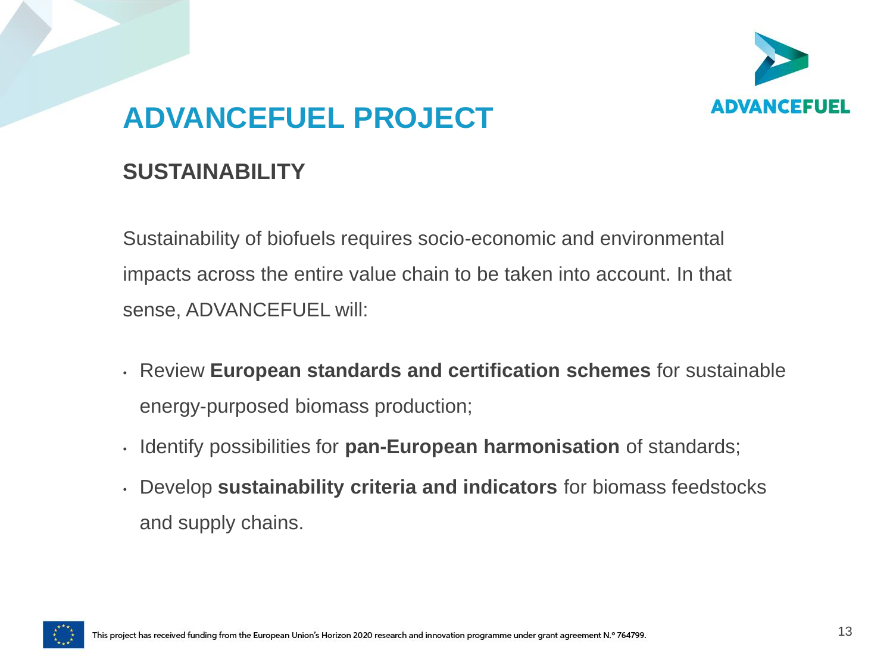# ADVANCEFUEL PROJECT

## SUSTAINABILITY

Sustainability of biofuels requires socio-economic and environmental impacts across the entire value chain to be taken into account. In that sense, ADVANCEFUEL will:

- Review **European standards and certification schemes** for sustainable energy-purposed biomass production;
- Identify possibilities for **pan-European harmonisation** of standards;
- Develop **sustainability criteria and indicators** for biomass feedstocks and supply chains.

This project has received funding from the European Union's Horizon 2020 research and innovation programme under grant agreement N.º 764799.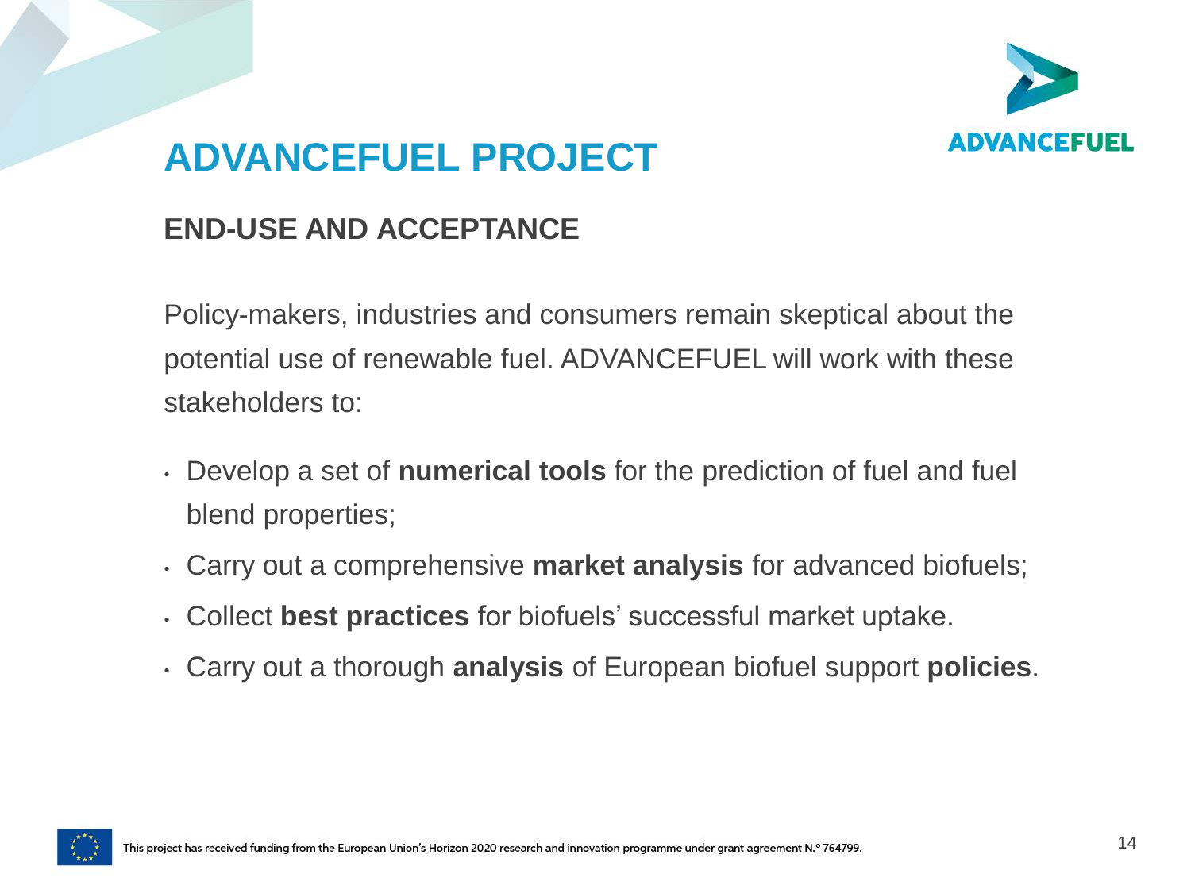# ADVANCEFUEL PROJECT

## END-USE AND ACCEPTANCE

Policy-makers, industries and consumers remain skeptical about the potential use of renewable fuel. ADVANCEFUEL will work with these stakeholders to:

- Develop a set of **numerical tools** for the prediction of fuel and fuel blend properties;
- Carry out a comprehensive **market analysis** for advanced biofuels;
- Collect **best practices** for biofuels' successful market uptake.
- Carry out a thorough **analysis** of European biofuel support **policies**.

This project has received funding from the European Union's Horizon 2020 research and innovation programme under grant agreement N.º 764799.